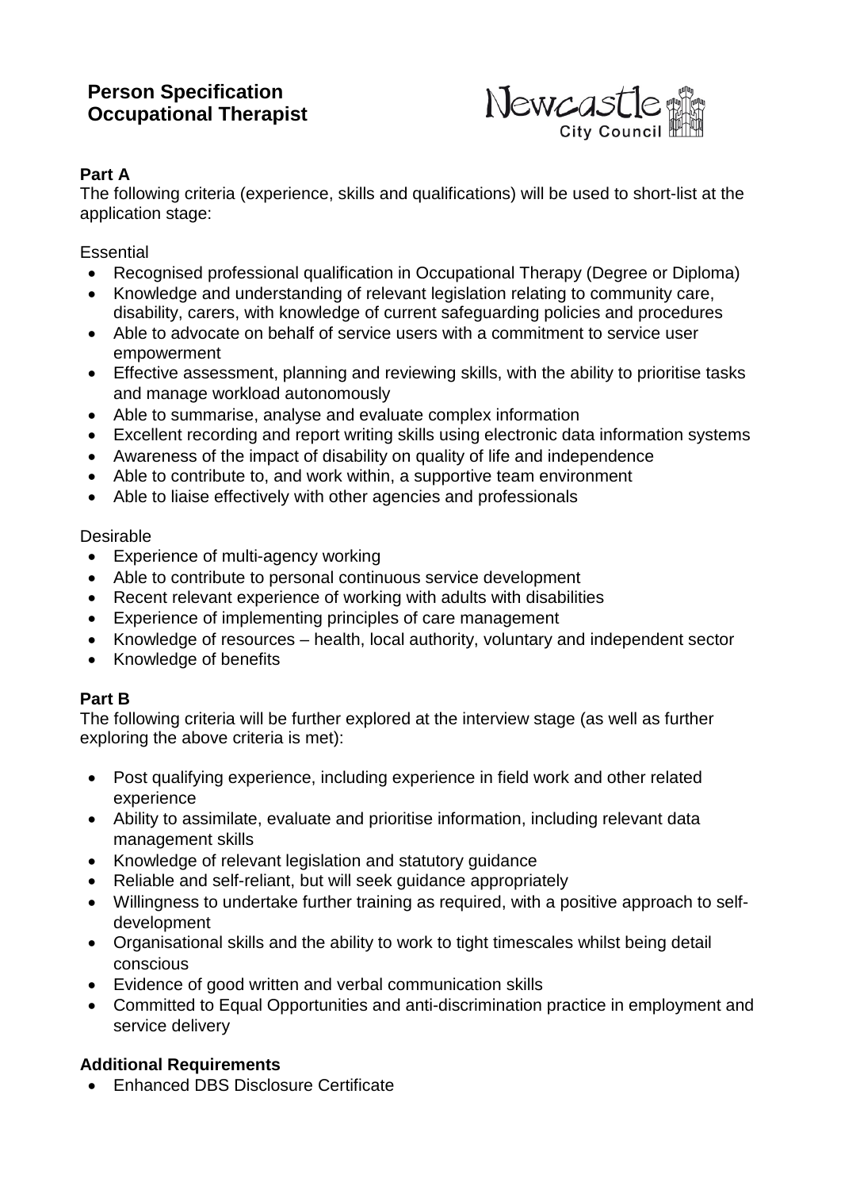# Person Specification
# Occupational Therapist

Newcastle City Council

### Part A

The following criteria (experience, skills and qualifications) will be used to short-list at the application stage:

Essential

- Recognised professional qualification in Occupational Therapy (Degree or Diploma)
- Knowledge and understanding of relevant legislation relating to community care, disability, carers, with knowledge of current safeguarding policies and procedures
- Able to advocate on behalf of service users with a commitment to service user empowerment
- Effective assessment, planning and reviewing skills, with the ability to prioritise tasks and manage workload autonomously
- Able to summarise, analyse and evaluate complex information
- Excellent recording and report writing skills using electronic data information systems
- Awareness of the impact of disability on quality of life and independence
- Able to contribute to, and work within, a supportive team environment
- Able to liaise effectively with other agencies and professionals

Desirable

- Experience of multi-agency working
- Able to contribute to personal continuous service development
- Recent relevant experience of working with adults with disabilities
- Experience of implementing principles of care management
- Knowledge of resources – health, local authority, voluntary and independent sector
- Knowledge of benefits

### Part B

The following criteria will be further explored at the interview stage (as well as further exploring the above criteria is met):

- Post qualifying experience, including experience in field work and other related experience
- Ability to assimilate, evaluate and prioritise information, including relevant data management skills
- Knowledge of relevant legislation and statutory guidance
- Reliable and self-reliant, but will seek guidance appropriately
- Willingness to undertake further training as required, with a positive approach to self-development
- Organisational skills and the ability to work to tight timescales whilst being detail conscious
- Evidence of good written and verbal communication skills
- Committed to Equal Opportunities and anti-discrimination practice in employment and service delivery

### Additional Requirements

- Enhanced DBS Disclosure Certificate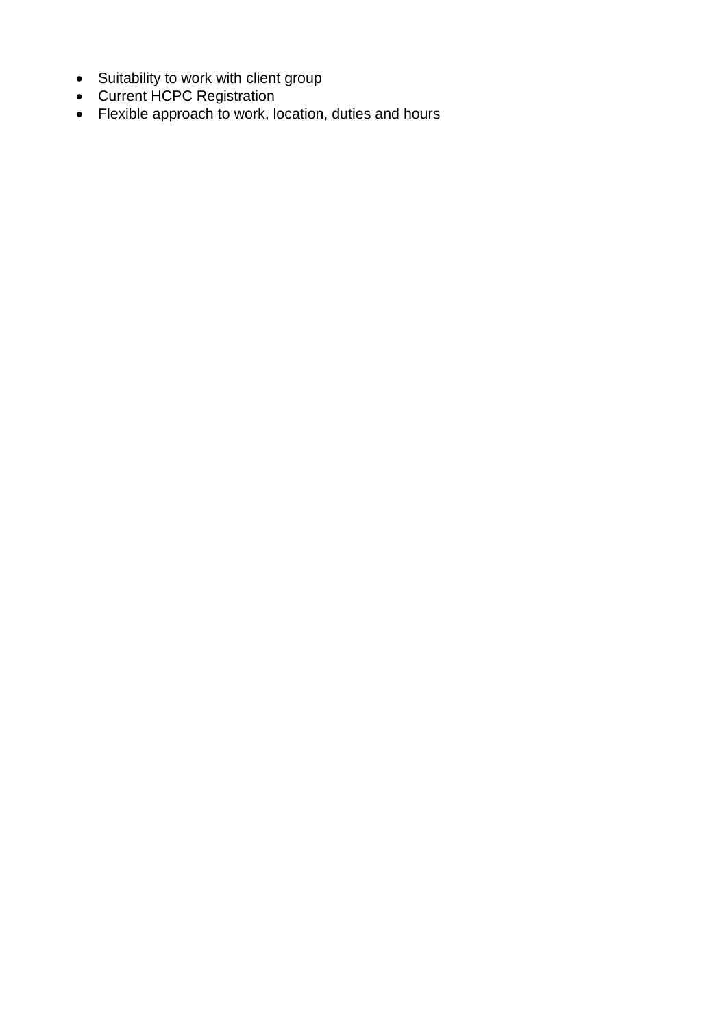- Suitability to work with client group
- Current HCPC Registration
- Flexible approach to work, location, duties and hours